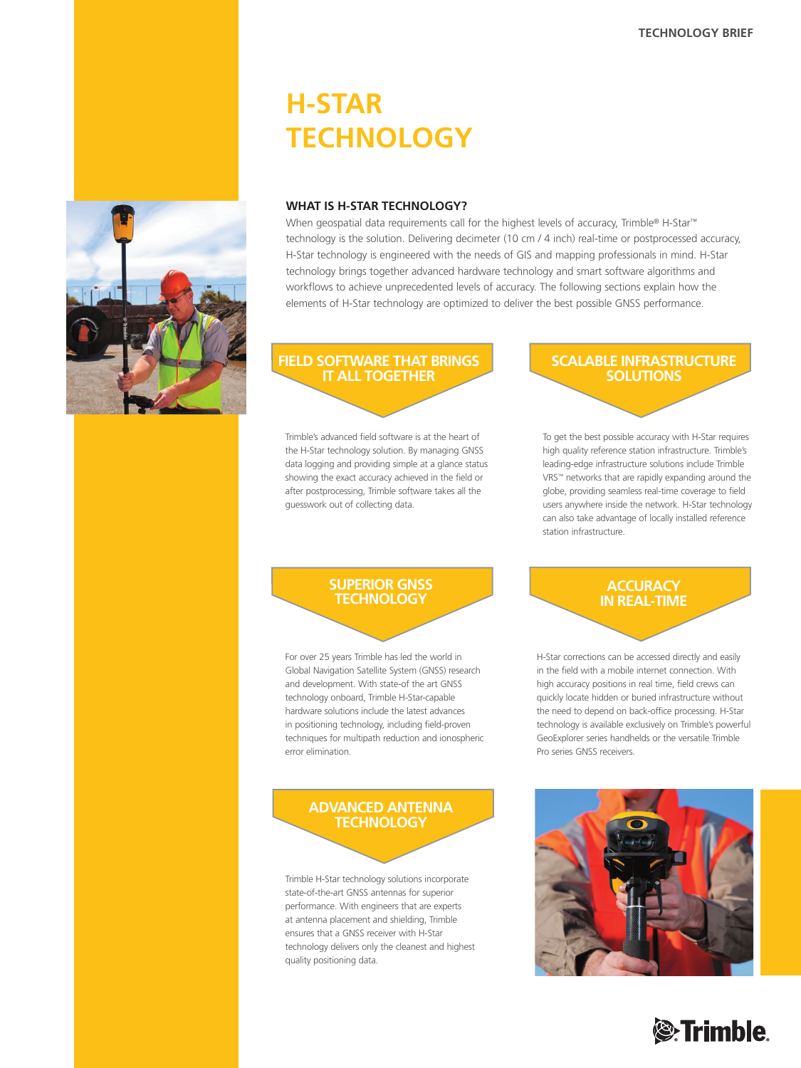# H-STAR TECHNOLOGY

## WHAT IS H-STAR TECHNOLOGY?

When geospatial data requirements call for the highest levels of accuracy, Trimble® H-Star™ technology is the solution. Delivering decimeter (10 cm / 4 inch) real-time or postprocessed accuracy, H-Star technology is engineered with the needs of GIS and mapping professionals in mind. H-Star technology brings together advanced hardware technology and smart software algorithms and workflows to achieve unprecedented levels of accuracy. The following sections explain how the elements of H-Star technology are optimized to deliver the best possible GNSS performance.

## FIELD SOFTWARE THAT BRINGS IT ALL TOGETHER

Trimble's advanced field software is at the heart of the H-Star technology solution. By managing GNSS data logging and providing simple at a glance status showing the exact accuracy achieved in the field or after postprocessing, Trimble software takes all the guesswork out of collecting data.

## SCALABLE INFRASTRUCTURE SOLUTIONS

To get the best possible accuracy with H-Star requires high quality reference station infrastructure. Trimble's leading-edge infrastructure solutions include Trimble VRS™ networks that are rapidly expanding around the globe, providing seamless real-time coverage to field users anywhere inside the network. H-Star technology can also take advantage of locally installed reference station infrastructure.

## SUPERIOR GNSS TECHNOLOGY

For over 25 years Trimble has led the world in Global Navigation Satellite System (GNSS) research and development. With state-of the art GNSS technology onboard, Trimble H-Star-capable hardware solutions include the latest advances in positioning technology, including field-proven techniques for multipath reduction and ionospheric error elimination.

## ACCURACY IN REAL-TIME

H-Star corrections can be accessed directly and easily in the field with a mobile internet connection. With high accuracy positions in real time, field crews can quickly locate hidden or buried infrastructure without the need to depend on back-office processing. H-Star technology is available exclusively on Trimble's powerful GeoExplorer series handhelds or the versatile Trimble Pro series GNSS receivers.

## ADVANCED ANTENNA TECHNOLOGY

Trimble H-Star technology solutions incorporate state-of-the-art GNSS antennas for superior performance. With engineers that are experts at antenna placement and shielding, Trimble ensures that a GNSS receiver with H-Star technology delivers only the cleanest and highest quality positioning data.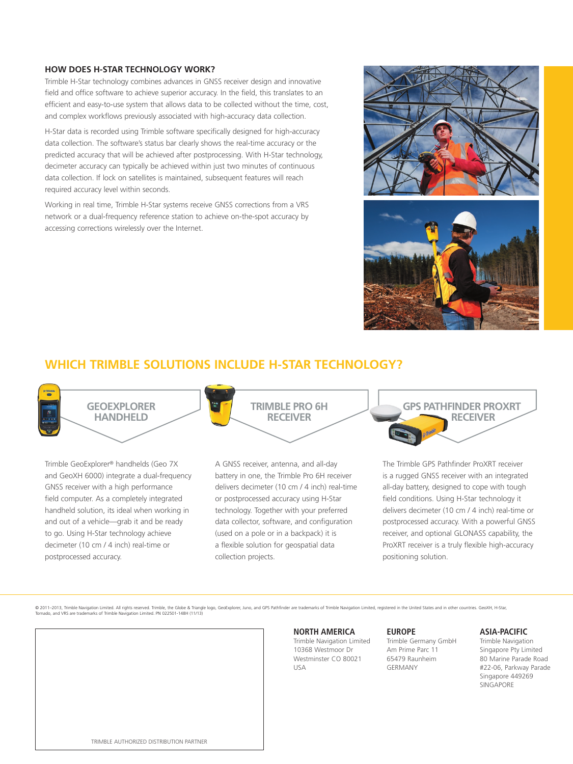## HOW DOES H-STAR TECHNOLOGY WORK?

Trimble H-Star technology combines advances in GNSS receiver design and innovative field and office software to achieve superior accuracy. In the field, this translates to an efficient and easy-to-use system that allows data to be collected without the time, cost, and complex workflows previously associated with high-accuracy data collection.

H-Star data is recorded using Trimble software specifically designed for high-accuracy data collection. The software's status bar clearly shows the real-time accuracy or the predicted accuracy that will be achieved after postprocessing. With H-Star technology, decimeter accuracy can typically be achieved within just two minutes of continuous data collection. If lock on satellites is maintained, subsequent features will reach required accuracy level within seconds.

Working in real time, Trimble H-Star systems receive GNSS corrections from a VRS network or a dual-frequency reference station to achieve on-the-spot accuracy by accessing corrections wirelessly over the Internet.

## WHICH TRIMBLE SOLUTIONS INCLUDE H-STAR TECHNOLOGY?

### GEOEXPLORER HANDHELD

Trimble GeoExplorer® handhelds (Geo 7X and GeoXH 6000) integrate a dual-frequency GNSS receiver with a high performance field computer. As a completely integrated handheld solution, its ideal when working in and out of a vehicle—grab it and be ready to go. Using H-Star technology achieve decimeter (10 cm / 4 inch) real-time or postprocessed accuracy.

### TRIMBLE PRO 6H RECEIVER

A GNSS receiver, antenna, and all-day battery in one, the Trimble Pro 6H receiver delivers decimeter (10 cm / 4 inch) real-time or postprocessed accuracy using H-Star technology. Together with your preferred data collector, software, and configuration (used on a pole or in a backpack) it is a flexible solution for geospatial data collection projects.

### GPS PATHFINDER PROXRT RECEIVER

The Trimble GPS Pathfinder ProXRT receiver is a rugged GNSS receiver with an integrated all-day battery, designed to cope with tough field conditions. Using H-Star technology it delivers decimeter (10 cm / 4 inch) real-time or postprocessed accuracy. With a powerful GNSS receiver, and optional GLONASS capability, the ProXRT receiver is a truly flexible high-accuracy positioning solution.

© 2011–2013, Trimble Navigation Limited. All rights reserved. Trimble, the Globe & Triangle logo, GeoExplorer, Juno, and GPS Pathfinder are trademarks of Trimble Navigation Limited, registered in the United States and in other countries. GeoXH, H-Star, Tornado, and VRS are trademarks of Trimble Navigation Limited. PN 022501-148H (11/13)

TRIMBLE AUTHORIZED DISTRIBUTION PARTNER

**NORTH AMERICA**
Trimble Navigation Limited
10368 Westmoor Dr
Westminster CO 80021
USA

**EUROPE**
Trimble Germany GmbH
Am Prime Parc 11
65479 Raunheim
GERMANY

**ASIA-PACIFIC**
Trimble Navigation
Singapore Pty Limited
80 Marine Parade Road
#22-06, Parkway Parade
Singapore 449269
SINGAPORE